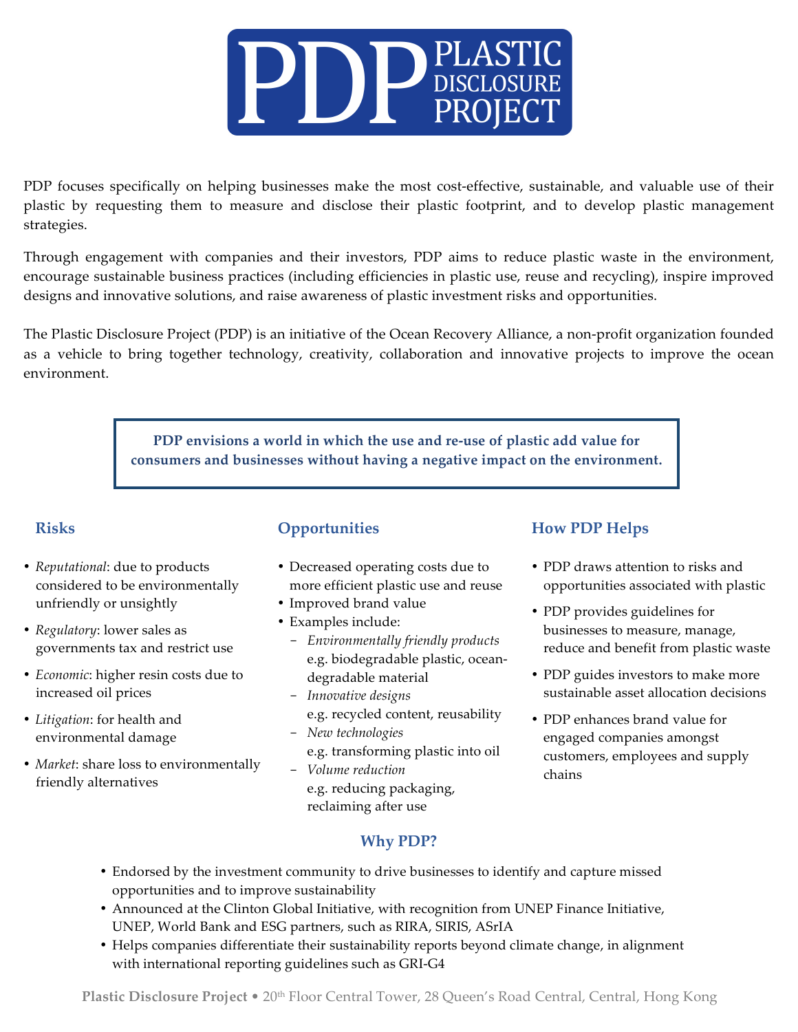# PDP PLASTIC DISCLOSURE PROJECT

PDP focuses specifically on helping businesses make the most cost-effective, sustainable, and valuable use of their plastic by requesting them to measure and disclose their plastic footprint, and to develop plastic management strategies.

Through engagement with companies and their investors, PDP aims to reduce plastic waste in the environment, encourage sustainable business practices (including efficiencies in plastic use, reuse and recycling), inspire improved designs and innovative solutions, and raise awareness of plastic investment risks and opportunities.

The Plastic Disclosure Project (PDP) is an initiative of the Ocean Recovery Alliance, a non-profit organization founded as a vehicle to bring together technology, creativity, collaboration and innovative projects to improve the ocean environment.

**PDP envisions a world in which the use and re-use of plastic add value for consumers and businesses without having a negative impact on the environment.**

## Risks

- *Reputational*: due to products considered to be environmentally unfriendly or unsightly
- *Regulatory*: lower sales as governments tax and restrict use
- *Economic*: higher resin costs due to increased oil prices
- *Litigation*: for health and environmental damage
- *Market*: share loss to environmentally friendly alternatives

## Opportunities

- Decreased operating costs due to more efficient plastic use and reuse
- Improved brand value
- Examples include:
  - *Environmentally friendly products* e.g. biodegradable plastic, ocean-degradable material
  - *Innovative designs* e.g. recycled content, reusability
  - *New technologies* e.g. transforming plastic into oil
  - *Volume reduction* e.g. reducing packaging, reclaiming after use

## How PDP Helps

- PDP draws attention to risks and opportunities associated with plastic
- PDP provides guidelines for businesses to measure, manage, reduce and benefit from plastic waste
- PDP guides investors to make more sustainable asset allocation decisions
- PDP enhances brand value for engaged companies amongst customers, employees and supply chains

## Why PDP?

- Endorsed by the investment community to drive businesses to identify and capture missed opportunities and to improve sustainability
- Announced at the Clinton Global Initiative, with recognition from UNEP Finance Initiative, UNEP, World Bank and ESG partners, such as RIRA, SIRIS, ASrIA
- Helps companies differentiate their sustainability reports beyond climate change, in alignment with international reporting guidelines such as GRI-G4

**Plastic Disclosure Project** • 20th Floor Central Tower, 28 Queen's Road Central, Central, Hong Kong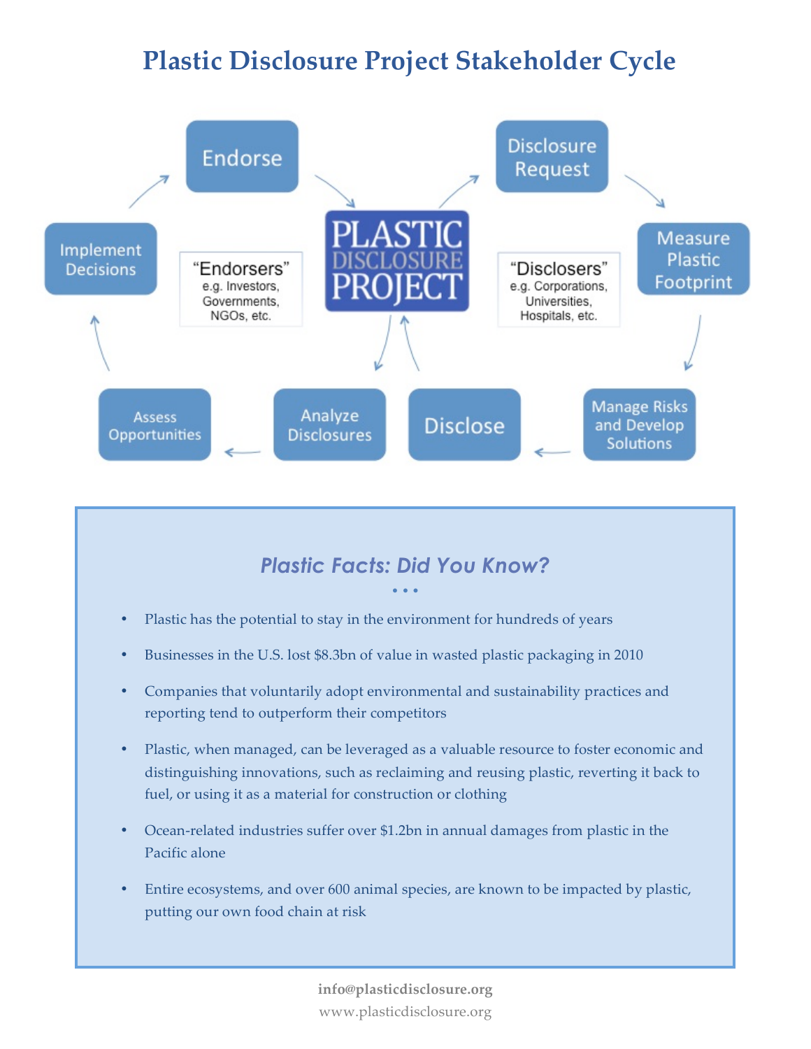# Plastic Disclosure Project Stakeholder Cycle

Endorse

Disclosure Request

Measure Plastic Footprint

Manage Risks and Develop Solutions

Disclose

Analyze Disclosures

Assess Opportunities

Implement Decisions

PLASTIC DISCLOSURE PROJECT

"Endorsers" e.g. Investors, Governments, NGOs, etc.

"Disclosers" e.g. Corporations, Universities, Hospitals, etc.

## *Plastic Facts: Did You Know?*

- Plastic has the potential to stay in the environment for hundreds of years
- Businesses in the U.S. lost $8.3bn of value in wasted plastic packaging in 2010
- Companies that voluntarily adopt environmental and sustainability practices and reporting tend to outperform their competitors
- Plastic, when managed, can be leveraged as a valuable resource to foster economic and distinguishing innovations, such as reclaiming and reusing plastic, reverting it back to fuel, or using it as a material for construction or clothing
- Ocean-related industries suffer over $1.2bn in annual damages from plastic in the Pacific alone
- Entire ecosystems, and over 600 animal species, are known to be impacted by plastic, putting our own food chain at risk

**info@plasticdisclosure.org**

www.plasticdisclosure.org